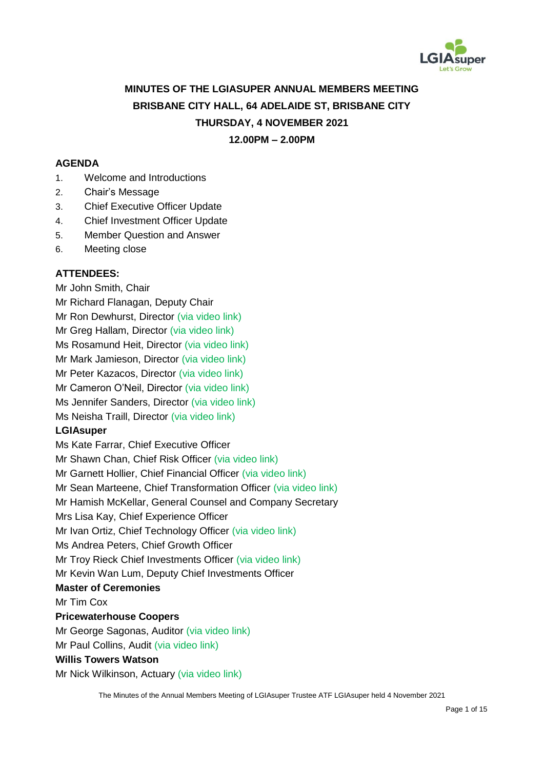# MINUTES OF THE LGIASUPER ANNUAL MEMBERS MEETING
## BRISBANE CITY HALL, 64 ADELAIDE ST, BRISBANE CITY
## THURSDAY, 4 NOVEMBER 2021
## 12.00PM – 2.00PM

### AGENDA

1. Welcome and Introductions
2. Chair's Message
3. Chief Executive Officer Update
4. Chief Investment Officer Update
5. Member Question and Answer
6. Meeting close

### ATTENDEES:

Mr John Smith, Chair
Mr Richard Flanagan, Deputy Chair
Mr Ron Dewhurst, Director (via video link)
Mr Greg Hallam, Director (via video link)
Ms Rosamund Heit, Director (via video link)
Mr Mark Jamieson, Director (via video link)
Mr Peter Kazacos, Director (via video link)
Mr Cameron O'Neil, Director (via video link)
Ms Jennifer Sanders, Director (via video link)
Ms Neisha Traill, Director (via video link)

**LGIAsuper**

Ms Kate Farrar, Chief Executive Officer
Mr Shawn Chan, Chief Risk Officer (via video link)
Mr Garnett Hollier, Chief Financial Officer (via video link)
Mr Sean Marteene, Chief Transformation Officer (via video link)
Mr Hamish McKellar, General Counsel and Company Secretary
Mrs Lisa Kay, Chief Experience Officer
Mr Ivan Ortiz, Chief Technology Officer (via video link)
Ms Andrea Peters, Chief Growth Officer
Mr Troy Rieck Chief Investments Officer (via video link)
Mr Kevin Wan Lum, Deputy Chief Investments Officer

**Master of Ceremonies**

Mr Tim Cox

**Pricewaterhouse Coopers**

Mr George Sagonas, Auditor (via video link)
Mr Paul Collins, Audit (via video link)

**Willis Towers Watson**

Mr Nick Wilkinson, Actuary (via video link)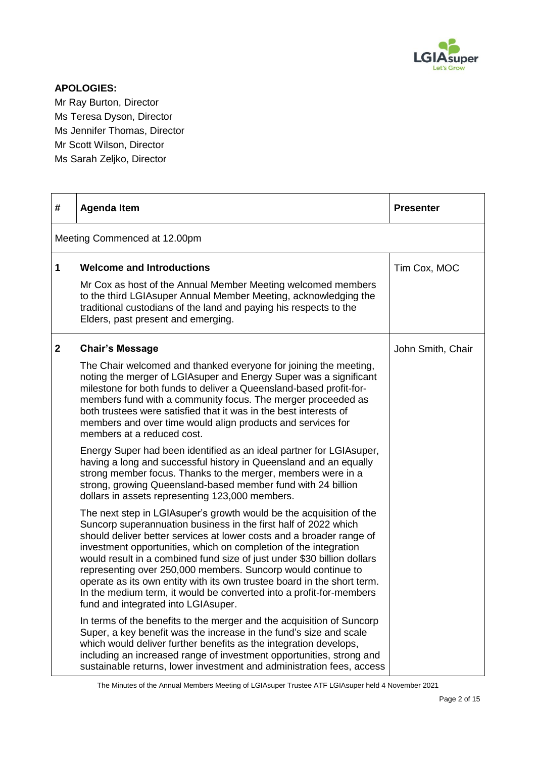**APOLOGIES:**

Mr Ray Burton, Director
Ms Teresa Dyson, Director
Ms Jennifer Thomas, Director
Mr Scott Wilson, Director
Ms Sarah Zeljko, Director

| # | Agenda Item | Presenter |
|---|---|---|
| Meeting Commenced at 12.00pm | | |
| **1** | **Welcome and Introductions**<br><br>Mr Cox as host of the Annual Member Meeting welcomed members to the third LGIAsuper Annual Member Meeting, acknowledging the traditional custodians of the land and paying his respects to the Elders, past present and emerging. | Tim Cox, MOC |
| **2** | **Chair's Message**<br><br>The Chair welcomed and thanked everyone for joining the meeting, noting the merger of LGIAsuper and Energy Super was a significant milestone for both funds to deliver a Queensland-based profit-for-members fund with a community focus. The merger proceeded as both trustees were satisfied that it was in the best interests of members and over time would align products and services for members at a reduced cost.<br><br>Energy Super had been identified as an ideal partner for LGIAsuper, having a long and successful history in Queensland and an equally strong member focus. Thanks to the merger, members were in a strong, growing Queensland-based member fund with 24 billion dollars in assets representing 123,000 members.<br><br>The next step in LGIAsuper's growth would be the acquisition of the Suncorp superannuation business in the first half of 2022 which should deliver better services at lower costs and a broader range of investment opportunities, which on completion of the integration would result in a combined fund size of just under $30 billion dollars representing over 250,000 members. Suncorp would continue to operate as its own entity with its own trustee board in the short term. In the medium term, it would be converted into a profit-for-members fund and integrated into LGIAsuper.<br><br>In terms of the benefits to the merger and the acquisition of Suncorp Super, a key benefit was the increase in the fund's size and scale which would deliver further benefits as the integration develops, including an increased range of investment opportunities, strong and sustainable returns, lower investment and administration fees, access | John Smith, Chair |

The Minutes of the Annual Members Meeting of LGIAsuper Trustee ATF LGIAsuper held 4 November 2021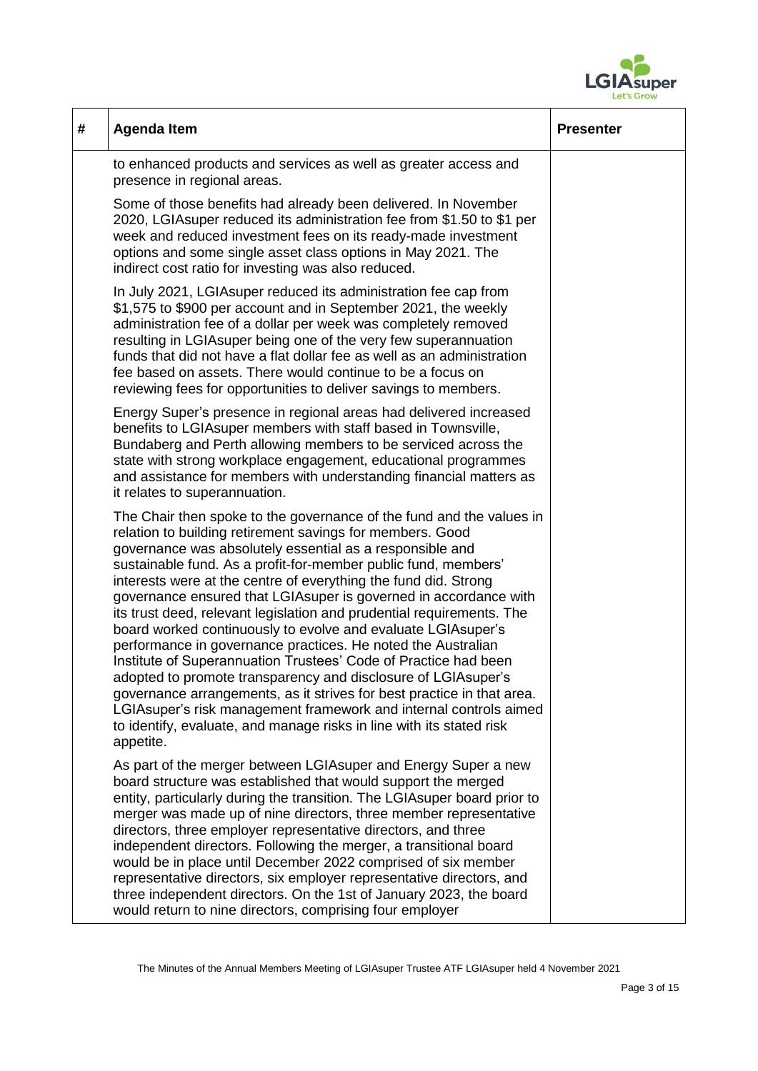| # | Agenda Item | Presenter |
|---|---|---|
| | to enhanced products and services as well as greater access and presence in regional areas.<br><br>Some of those benefits had already been delivered. In November 2020, LGIAsuper reduced its administration fee from $1.50 to $1 per week and reduced investment fees on its ready-made investment options and some single asset class options in May 2021. The indirect cost ratio for investing was also reduced.<br><br>In July 2021, LGIAsuper reduced its administration fee cap from $1,575 to $900 per account and in September 2021, the weekly administration fee of a dollar per week was completely removed resulting in LGIAsuper being one of the very few superannuation funds that did not have a flat dollar fee as well as an administration fee based on assets. There would continue to be a focus on reviewing fees for opportunities to deliver savings to members.<br><br>Energy Super's presence in regional areas had delivered increased benefits to LGIAsuper members with staff based in Townsville, Bundaberg and Perth allowing members to be serviced across the state with strong workplace engagement, educational programmes and assistance for members with understanding financial matters as it relates to superannuation.<br><br>The Chair then spoke to the governance of the fund and the values in relation to building retirement savings for members. Good governance was absolutely essential as a responsible and sustainable fund. As a profit-for-member public fund, members' interests were at the centre of everything the fund did. Strong governance ensured that LGIAsuper is governed in accordance with its trust deed, relevant legislation and prudential requirements. The board worked continuously to evolve and evaluate LGIAsuper's performance in governance practices. He noted the Australian Institute of Superannuation Trustees' Code of Practice had been adopted to promote transparency and disclosure of LGIAsuper's governance arrangements, as it strives for best practice in that area. LGIAsuper's risk management framework and internal controls aimed to identify, evaluate, and manage risks in line with its stated risk appetite.<br><br>As part of the merger between LGIAsuper and Energy Super a new board structure was established that would support the merged entity, particularly during the transition. The LGIAsuper board prior to merger was made up of nine directors, three member representative directors, three employer representative directors, and three independent directors. Following the merger, a transitional board would be in place until December 2022 comprised of six member representative directors, six employer representative directors, and three independent directors. On the 1st of January 2023, the board would return to nine directors, comprising four employer | |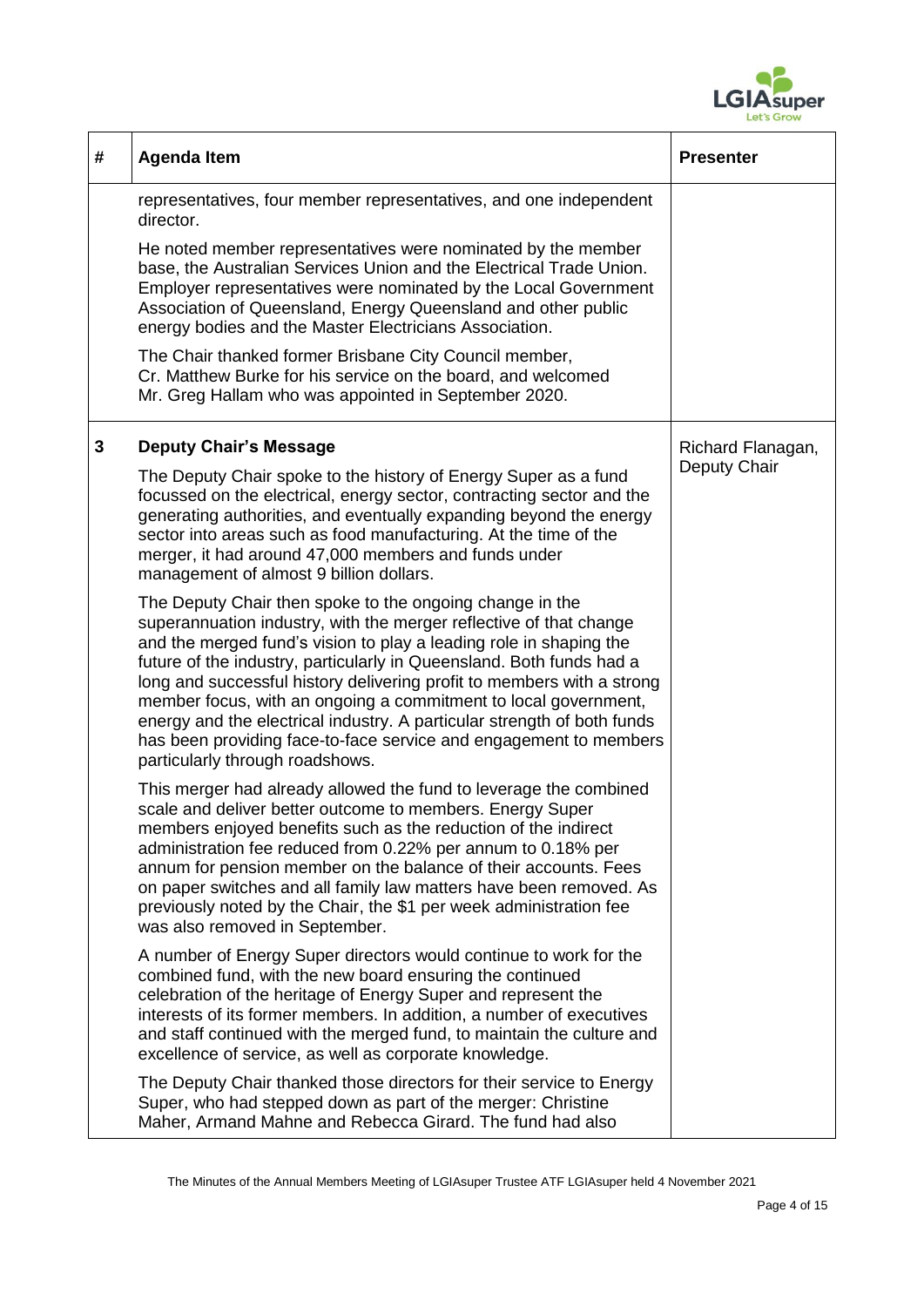| # | Agenda Item | Presenter |
|---|---|---|
| | representatives, four member representatives, and one independent director.<br><br>He noted member representatives were nominated by the member base, the Australian Services Union and the Electrical Trade Union. Employer representatives were nominated by the Local Government Association of Queensland, Energy Queensland and other public energy bodies and the Master Electricians Association.<br><br>The Chair thanked former Brisbane City Council member, Cr. Matthew Burke for his service on the board, and welcomed Mr. Greg Hallam who was appointed in September 2020. | |
| 3 | **Deputy Chair's Message**<br><br>The Deputy Chair spoke to the history of Energy Super as a fund focussed on the electrical, energy sector, contracting sector and the generating authorities, and eventually expanding beyond the energy sector into areas such as food manufacturing. At the time of the merger, it had around 47,000 members and funds under management of almost 9 billion dollars.<br><br>The Deputy Chair then spoke to the ongoing change in the superannuation industry, with the merger reflective of that change and the merged fund's vision to play a leading role in shaping the future of the industry, particularly in Queensland. Both funds had a long and successful history delivering profit to members with a strong member focus, with an ongoing a commitment to local government, energy and the electrical industry. A particular strength of both funds has been providing face-to-face service and engagement to members particularly through roadshows.<br><br>This merger had already allowed the fund to leverage the combined scale and deliver better outcome to members. Energy Super members enjoyed benefits such as the reduction of the indirect administration fee reduced from 0.22% per annum to 0.18% per annum for pension member on the balance of their accounts. Fees on paper switches and all family law matters have been removed. As previously noted by the Chair, the $1 per week administration fee was also removed in September.<br><br>A number of Energy Super directors would continue to work for the combined fund, with the new board ensuring the continued celebration of the heritage of Energy Super and represent the interests of its former members. In addition, a number of executives and staff continued with the merged fund, to maintain the culture and excellence of service, as well as corporate knowledge.<br><br>The Deputy Chair thanked those directors for their service to Energy Super, who had stepped down as part of the merger: Christine Maher, Armand Mahne and Rebecca Girard. The fund had also | Richard Flanagan, Deputy Chair |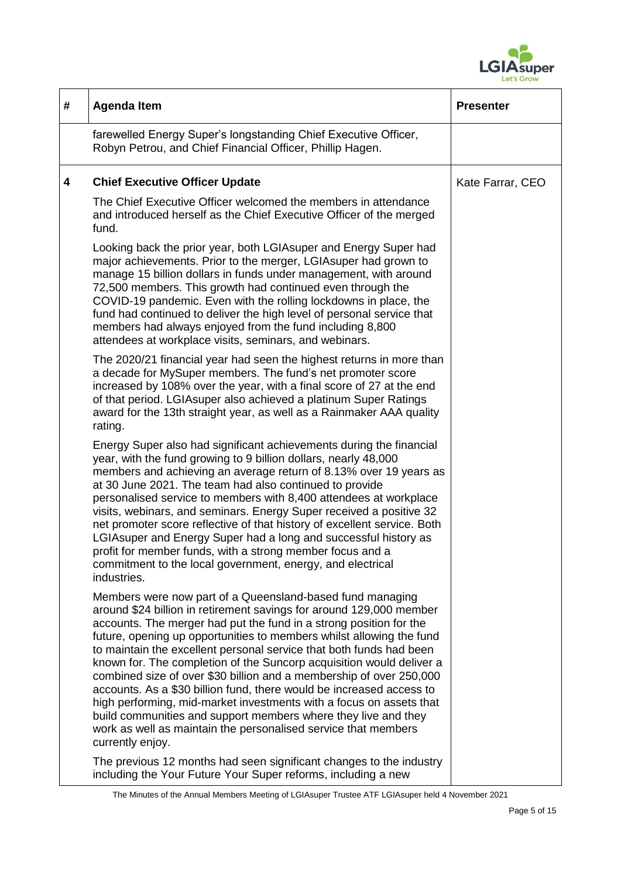| # | Agenda Item | Presenter |
|---|---|---|
| | farewelled Energy Super's longstanding Chief Executive Officer, Robyn Petrou, and Chief Financial Officer, Phillip Hagen. | |
| 4 | **Chief Executive Officer Update**<br><br>The Chief Executive Officer welcomed the members in attendance and introduced herself as the Chief Executive Officer of the merged fund.<br><br>Looking back the prior year, both LGIAsuper and Energy Super had major achievements. Prior to the merger, LGIAsuper had grown to manage 15 billion dollars in funds under management, with around 72,500 members. This growth had continued even through the COVID-19 pandemic. Even with the rolling lockdowns in place, the fund had continued to deliver the high level of personal service that members had always enjoyed from the fund including 8,800 attendees at workplace visits, seminars, and webinars.<br><br>The 2020/21 financial year had seen the highest returns in more than a decade for MySuper members. The fund's net promoter score increased by 108% over the year, with a final score of 27 at the end of that period. LGIAsuper also achieved a platinum Super Ratings award for the 13th straight year, as well as a Rainmaker AAA quality rating.<br><br>Energy Super also had significant achievements during the financial year, with the fund growing to 9 billion dollars, nearly 48,000 members and achieving an average return of 8.13% over 19 years as at 30 June 2021. The team had also continued to provide personalised service to members with 8,400 attendees at workplace visits, webinars, and seminars. Energy Super received a positive 32 net promoter score reflective of that history of excellent service. Both LGIAsuper and Energy Super had a long and successful history as profit for member funds, with a strong member focus and a commitment to the local government, energy, and electrical industries.<br><br>Members were now part of a Queensland-based fund managing around $24 billion in retirement savings for around 129,000 member accounts. The merger had put the fund in a strong position for the future, opening up opportunities to members whilst allowing the fund to maintain the excellent personal service that both funds had been known for. The completion of the Suncorp acquisition would deliver a combined size of over $30 billion and a membership of over 250,000 accounts. As a $30 billion fund, there would be increased access to high performing, mid-market investments with a focus on assets that build communities and support members where they live and they work as well as maintain the personalised service that members currently enjoy.<br><br>The previous 12 months had seen significant changes to the industry including the Your Future Your Super reforms, including a new | Kate Farrar, CEO |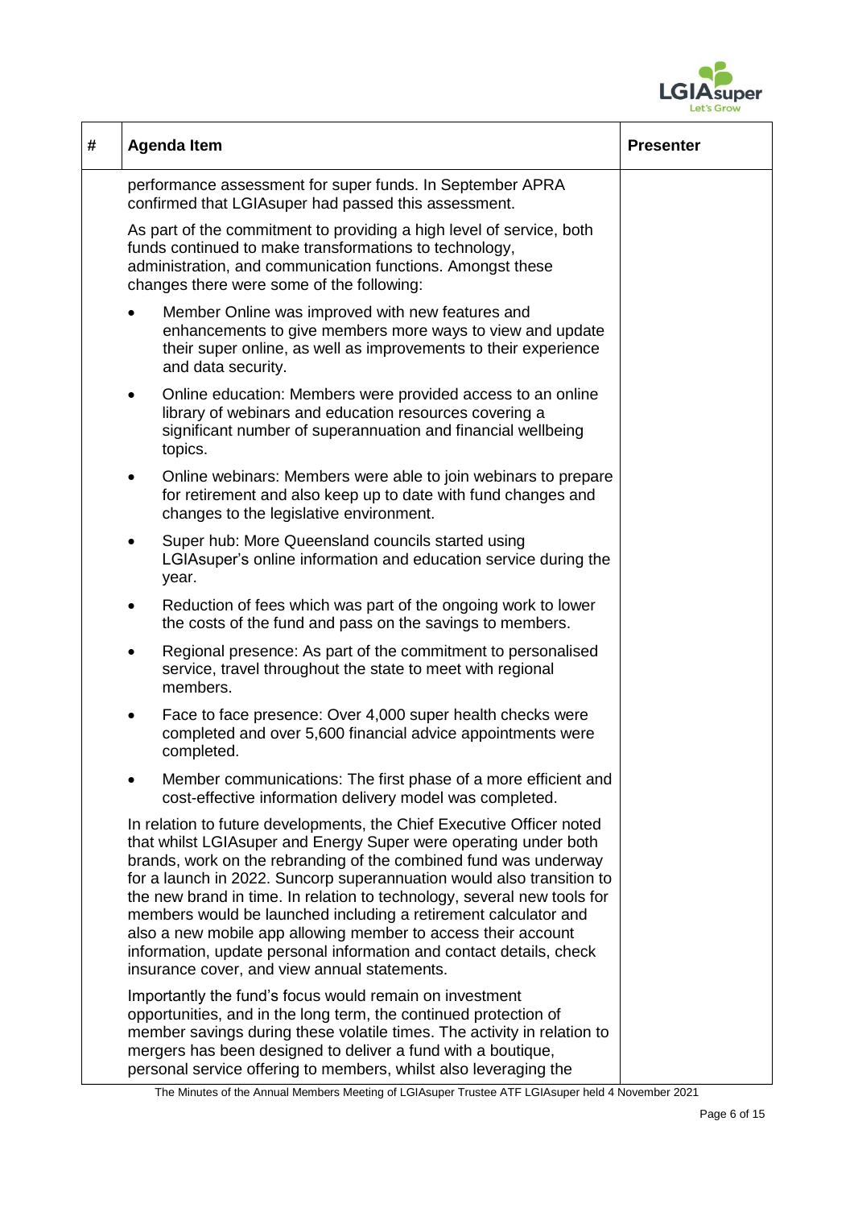| # | Agenda Item | Presenter |
|---|---|---|
| | performance assessment for super funds. In September APRA confirmed that LGIAsuper had passed this assessment.<br><br>As part of the commitment to providing a high level of service, both funds continued to make transformations to technology, administration, and communication functions. Amongst these changes there were some of the following:<br><br>• Member Online was improved with new features and enhancements to give members more ways to view and update their super online, as well as improvements to their experience and data security.<br><br>• Online education: Members were provided access to an online library of webinars and education resources covering a significant number of superannuation and financial wellbeing topics.<br><br>• Online webinars: Members were able to join webinars to prepare for retirement and also keep up to date with fund changes and changes to the legislative environment.<br><br>• Super hub: More Queensland councils started using LGIAsuper's online information and education service during the year.<br><br>• Reduction of fees which was part of the ongoing work to lower the costs of the fund and pass on the savings to members.<br><br>• Regional presence: As part of the commitment to personalised service, travel throughout the state to meet with regional members.<br><br>• Face to face presence: Over 4,000 super health checks were completed and over 5,600 financial advice appointments were completed.<br><br>• Member communications: The first phase of a more efficient and cost-effective information delivery model was completed.<br><br>In relation to future developments, the Chief Executive Officer noted that whilst LGIAsuper and Energy Super were operating under both brands, work on the rebranding of the combined fund was underway for a launch in 2022. Suncorp superannuation would also transition to the new brand in time. In relation to technology, several new tools for members would be launched including a retirement calculator and also a new mobile app allowing member to access their account information, update personal information and contact details, check insurance cover, and view annual statements.<br><br>Importantly the fund's focus would remain on investment opportunities, and in the long term, the continued protection of member savings during these volatile times. The activity in relation to mergers has been designed to deliver a fund with a boutique, personal service offering to members, whilst also leveraging the | |

The Minutes of the Annual Members Meeting of LGIAsuper Trustee ATF LGIAsuper held 4 November 2021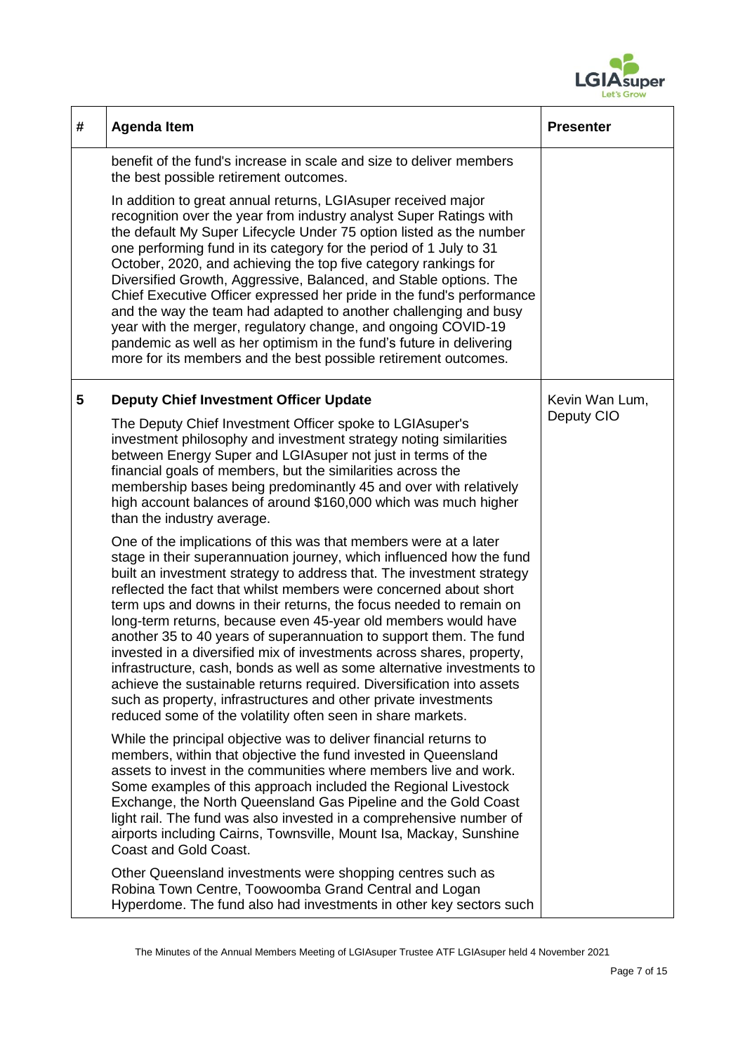| # | Agenda Item | Presenter |
|---|---|---|
| | benefit of the fund's increase in scale and size to deliver members the best possible retirement outcomes.<br><br>In addition to great annual returns, LGIAsuper received major recognition over the year from industry analyst Super Ratings with the default My Super Lifecycle Under 75 option listed as the number one performing fund in its category for the period of 1 July to 31 October, 2020, and achieving the top five category rankings for Diversified Growth, Aggressive, Balanced, and Stable options. The Chief Executive Officer expressed her pride in the fund's performance and the way the team had adapted to another challenging and busy year with the merger, regulatory change, and ongoing COVID-19 pandemic as well as her optimism in the fund's future in delivering more for its members and the best possible retirement outcomes. | |
| **5** | **Deputy Chief Investment Officer Update**<br><br>The Deputy Chief Investment Officer spoke to LGIAsuper's investment philosophy and investment strategy noting similarities between Energy Super and LGIAsuper not just in terms of the financial goals of members, but the similarities across the membership bases being predominantly 45 and over with relatively high account balances of around $160,000 which was much higher than the industry average.<br><br>One of the implications of this was that members were at a later stage in their superannuation journey, which influenced how the fund built an investment strategy to address that. The investment strategy reflected the fact that whilst members were concerned about short term ups and downs in their returns, the focus needed to remain on long-term returns, because even 45-year old members would have another 35 to 40 years of superannuation to support them. The fund invested in a diversified mix of investments across shares, property, infrastructure, cash, bonds as well as some alternative investments to achieve the sustainable returns required. Diversification into assets such as property, infrastructures and other private investments reduced some of the volatility often seen in share markets.<br><br>While the principal objective was to deliver financial returns to members, within that objective the fund invested in Queensland assets to invest in the communities where members live and work. Some examples of this approach included the Regional Livestock Exchange, the North Queensland Gas Pipeline and the Gold Coast light rail. The fund was also invested in a comprehensive number of airports including Cairns, Townsville, Mount Isa, Mackay, Sunshine Coast and Gold Coast.<br><br>Other Queensland investments were shopping centres such as Robina Town Centre, Toowoomba Grand Central and Logan Hyperdome. The fund also had investments in other key sectors such | Kevin Wan Lum, Deputy CIO |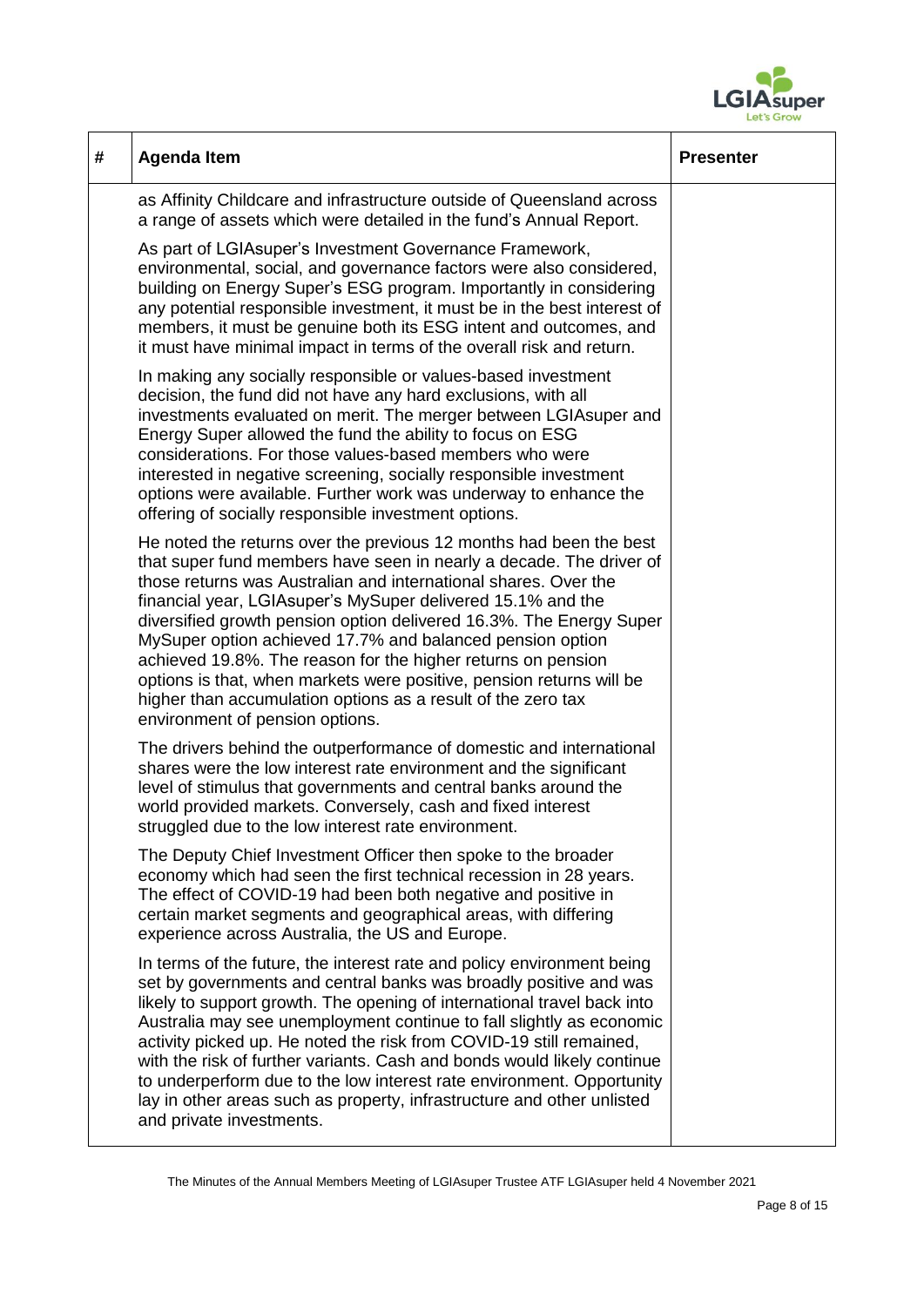| # | Agenda Item | Presenter |
|---|---|---|
| | as Affinity Childcare and infrastructure outside of Queensland across a range of assets which were detailed in the fund's Annual Report.<br><br>As part of LGIAsuper's Investment Governance Framework, environmental, social, and governance factors were also considered, building on Energy Super's ESG program. Importantly in considering any potential responsible investment, it must be in the best interest of members, it must be genuine both its ESG intent and outcomes, and it must have minimal impact in terms of the overall risk and return.<br><br>In making any socially responsible or values-based investment decision, the fund did not have any hard exclusions, with all investments evaluated on merit. The merger between LGIAsuper and Energy Super allowed the fund the ability to focus on ESG considerations. For those values-based members who were interested in negative screening, socially responsible investment options were available. Further work was underway to enhance the offering of socially responsible investment options.<br><br>He noted the returns over the previous 12 months had been the best that super fund members have seen in nearly a decade. The driver of those returns was Australian and international shares. Over the financial year, LGIAsuper's MySuper delivered 15.1% and the diversified growth pension option delivered 16.3%. The Energy Super MySuper option achieved 17.7% and balanced pension option achieved 19.8%. The reason for the higher returns on pension options is that, when markets were positive, pension returns will be higher than accumulation options as a result of the zero tax environment of pension options.<br><br>The drivers behind the outperformance of domestic and international shares were the low interest rate environment and the significant level of stimulus that governments and central banks around the world provided markets. Conversely, cash and fixed interest struggled due to the low interest rate environment.<br><br>The Deputy Chief Investment Officer then spoke to the broader economy which had seen the first technical recession in 28 years. The effect of COVID-19 had been both negative and positive in certain market segments and geographical areas, with differing experience across Australia, the US and Europe.<br><br>In terms of the future, the interest rate and policy environment being set by governments and central banks was broadly positive and was likely to support growth. The opening of international travel back into Australia may see unemployment continue to fall slightly as economic activity picked up. He noted the risk from COVID-19 still remained, with the risk of further variants. Cash and bonds would likely continue to underperform due to the low interest rate environment. Opportunity lay in other areas such as property, infrastructure and other unlisted and private investments. | |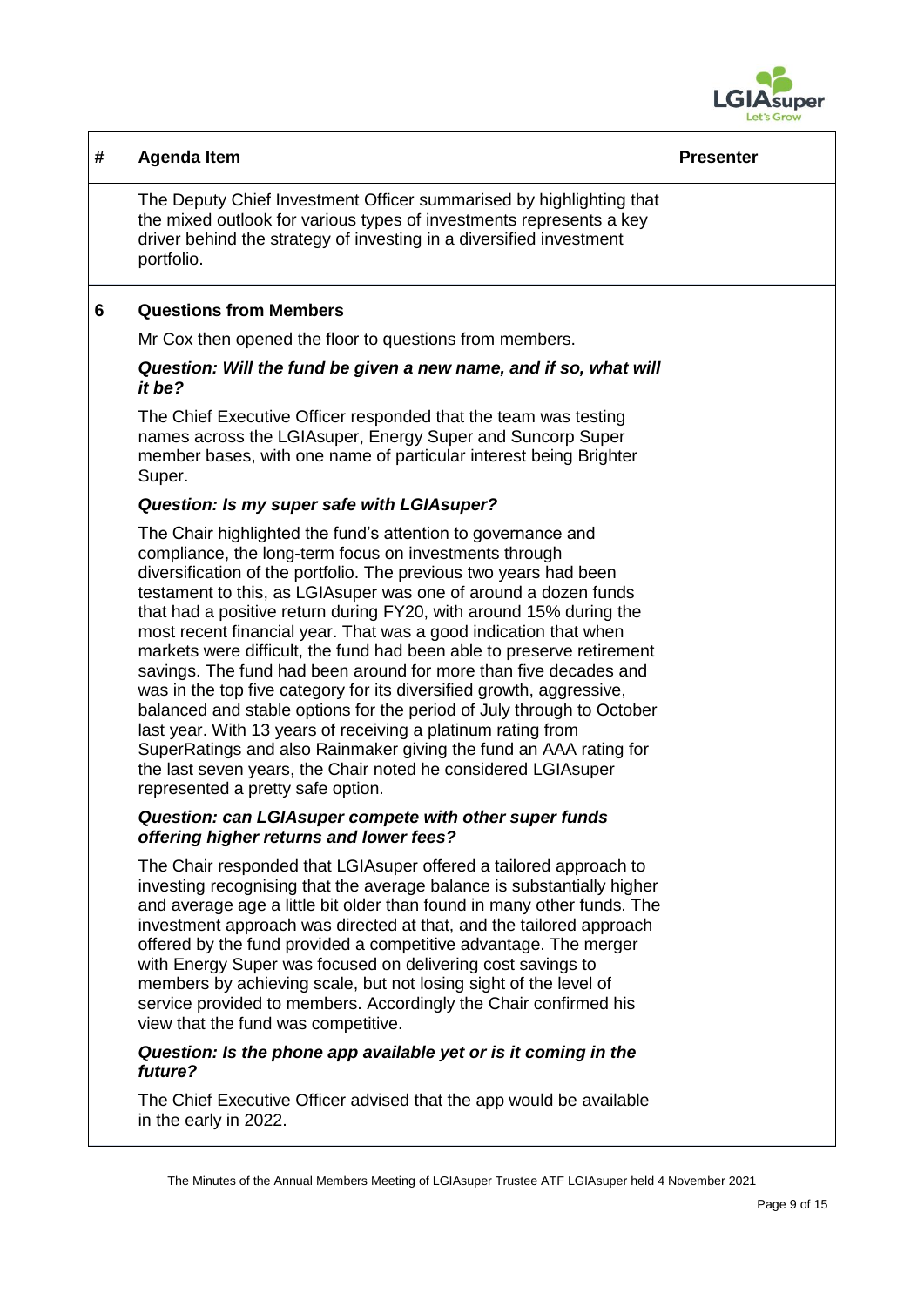| # | Agenda Item | Presenter |
| --- | --- | --- |
| | The Deputy Chief Investment Officer summarised by highlighting that the mixed outlook for various types of investments represents a key driver behind the strategy of investing in a diversified investment portfolio. | |
| 6 | **Questions from Members**<br><br>Mr Cox then opened the floor to questions from members.<br><br>***Question: Will the fund be given a new name, and if so, what will it be?***<br><br>The Chief Executive Officer responded that the team was testing names across the LGIAsuper, Energy Super and Suncorp Super member bases, with one name of particular interest being Brighter Super.<br><br>***Question: Is my super safe with LGIAsuper?***<br><br>The Chair highlighted the fund's attention to governance and compliance, the long-term focus on investments through diversification of the portfolio. The previous two years had been testament to this, as LGIAsuper was one of around a dozen funds that had a positive return during FY20, with around 15% during the most recent financial year. That was a good indication that when markets were difficult, the fund had been able to preserve retirement savings. The fund had been around for more than five decades and was in the top five category for its diversified growth, aggressive, balanced and stable options for the period of July through to October last year. With 13 years of receiving a platinum rating from SuperRatings and also Rainmaker giving the fund an AAA rating for the last seven years, the Chair noted he considered LGIAsuper represented a pretty safe option.<br><br>***Question: can LGIAsuper compete with other super funds offering higher returns and lower fees?***<br><br>The Chair responded that LGIAsuper offered a tailored approach to investing recognising that the average balance is substantially higher and average age a little bit older than found in many other funds. The investment approach was directed at that, and the tailored approach offered by the fund provided a competitive advantage. The merger with Energy Super was focused on delivering cost savings to members by achieving scale, but not losing sight of the level of service provided to members. Accordingly the Chair confirmed his view that the fund was competitive.<br><br>***Question: Is the phone app available yet or is it coming in the future?***<br><br>The Chief Executive Officer advised that the app would be available in the early in 2022. | |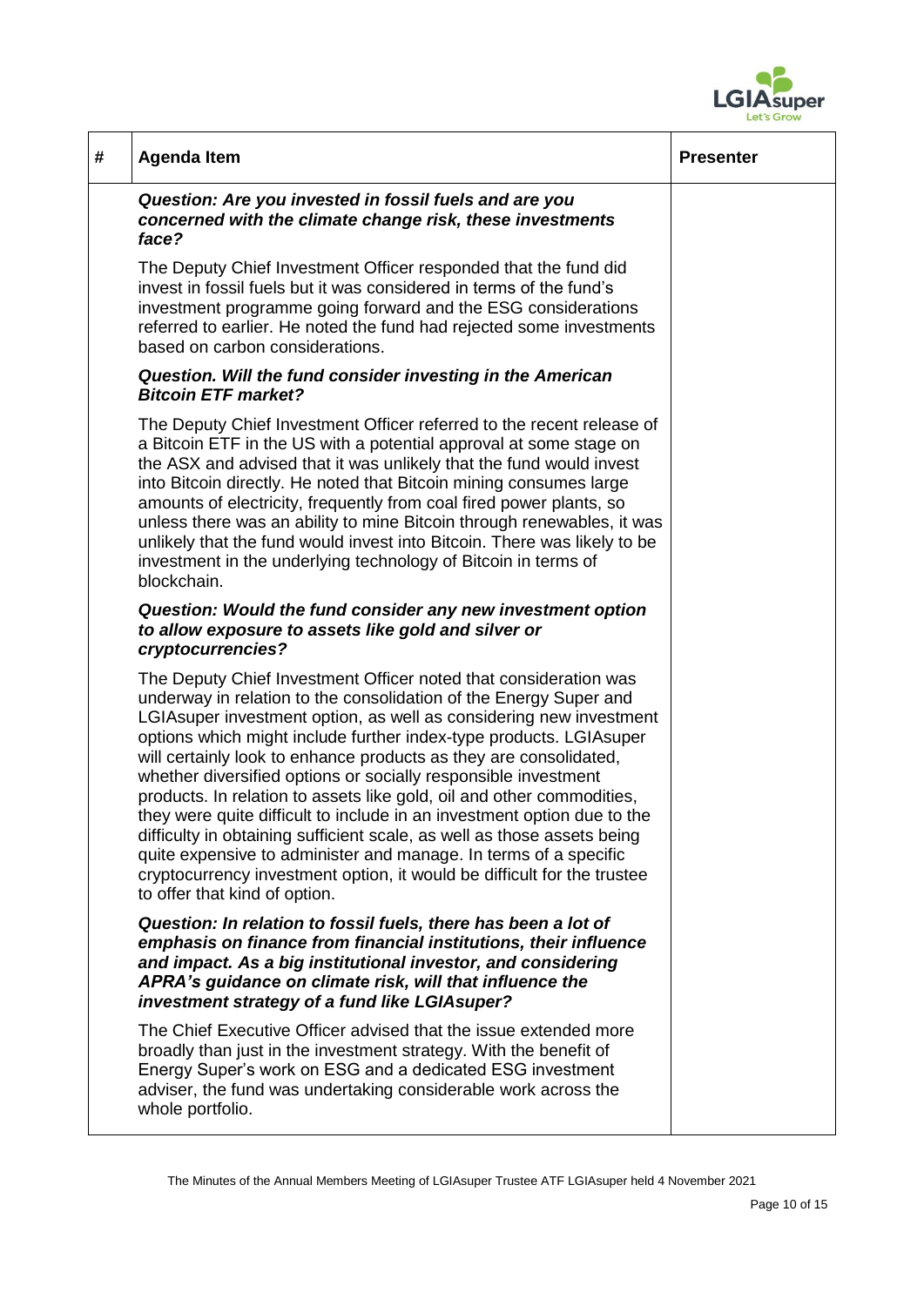| # | Agenda Item | Presenter |
|---|---|---|
| | ***Question: Are you invested in fossil fuels and are you concerned with the climate change risk, these investments face?***<br><br>The Deputy Chief Investment Officer responded that the fund did invest in fossil fuels but it was considered in terms of the fund's investment programme going forward and the ESG considerations referred to earlier. He noted the fund had rejected some investments based on carbon considerations.<br><br>***Question. Will the fund consider investing in the American Bitcoin ETF market?***<br><br>The Deputy Chief Investment Officer referred to the recent release of a Bitcoin ETF in the US with a potential approval at some stage on the ASX and advised that it was unlikely that the fund would invest into Bitcoin directly. He noted that Bitcoin mining consumes large amounts of electricity, frequently from coal fired power plants, so unless there was an ability to mine Bitcoin through renewables, it was unlikely that the fund would invest into Bitcoin. There was likely to be investment in the underlying technology of Bitcoin in terms of blockchain.<br><br>***Question: Would the fund consider any new investment option to allow exposure to assets like gold and silver or cryptocurrencies?***<br><br>The Deputy Chief Investment Officer noted that consideration was underway in relation to the consolidation of the Energy Super and LGIAsuper investment option, as well as considering new investment options which might include further index-type products. LGIAsuper will certainly look to enhance products as they are consolidated, whether diversified options or socially responsible investment products. In relation to assets like gold, oil and other commodities, they were quite difficult to include in an investment option due to the difficulty in obtaining sufficient scale, as well as those assets being quite expensive to administer and manage. In terms of a specific cryptocurrency investment option, it would be difficult for the trustee to offer that kind of option.<br><br>***Question: In relation to fossil fuels, there has been a lot of emphasis on finance from financial institutions, their influence and impact. As a big institutional investor, and considering APRA's guidance on climate risk, will that influence the investment strategy of a fund like LGIAsuper?***<br><br>The Chief Executive Officer advised that the issue extended more broadly than just in the investment strategy. With the benefit of Energy Super's work on ESG and a dedicated ESG investment adviser, the fund was undertaking considerable work across the whole portfolio. | |

The Minutes of the Annual Members Meeting of LGIAsuper Trustee ATF LGIAsuper held 4 November 2021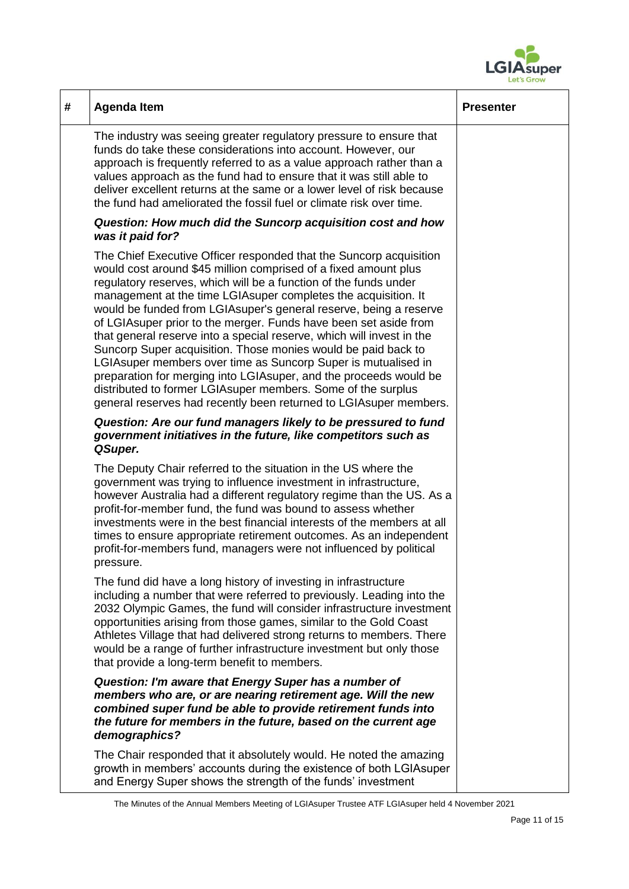| # | Agenda Item | Presenter |
|---|---|---|
| | The industry was seeing greater regulatory pressure to ensure that funds do take these considerations into account. However, our approach is frequently referred to as a value approach rather than a values approach as the fund had to ensure that it was still able to deliver excellent returns at the same or a lower level of risk because the fund had ameliorated the fossil fuel or climate risk over time.<br><br>***Question: How much did the Suncorp acquisition cost and how was it paid for?***<br><br>The Chief Executive Officer responded that the Suncorp acquisition would cost around $45 million comprised of a fixed amount plus regulatory reserves, which will be a function of the funds under management at the time LGIAsuper completes the acquisition. It would be funded from LGIAsuper's general reserve, being a reserve of LGIAsuper prior to the merger. Funds have been set aside from that general reserve into a special reserve, which will invest in the Suncorp Super acquisition. Those monies would be paid back to LGIAsuper members over time as Suncorp Super is mutualised in preparation for merging into LGIAsuper, and the proceeds would be distributed to former LGIAsuper members. Some of the surplus general reserves had recently been returned to LGIAsuper members.<br><br>***Question: Are our fund managers likely to be pressured to fund government initiatives in the future, like competitors such as QSuper.***<br><br>The Deputy Chair referred to the situation in the US where the government was trying to influence investment in infrastructure, however Australia had a different regulatory regime than the US. As a profit-for-member fund, the fund was bound to assess whether investments were in the best financial interests of the members at all times to ensure appropriate retirement outcomes. As an independent profit-for-members fund, managers were not influenced by political pressure.<br><br>The fund did have a long history of investing in infrastructure including a number that were referred to previously. Leading into the 2032 Olympic Games, the fund will consider infrastructure investment opportunities arising from those games, similar to the Gold Coast Athletes Village that had delivered strong returns to members. There would be a range of further infrastructure investment but only those that provide a long-term benefit to members.<br><br>***Question: I'm aware that Energy Super has a number of members who are, or are nearing retirement age. Will the new combined super fund be able to provide retirement funds into the future for members in the future, based on the current age demographics?***<br><br>The Chair responded that it absolutely would. He noted the amazing growth in members' accounts during the existence of both LGIAsuper and Energy Super shows the strength of the funds' investment | |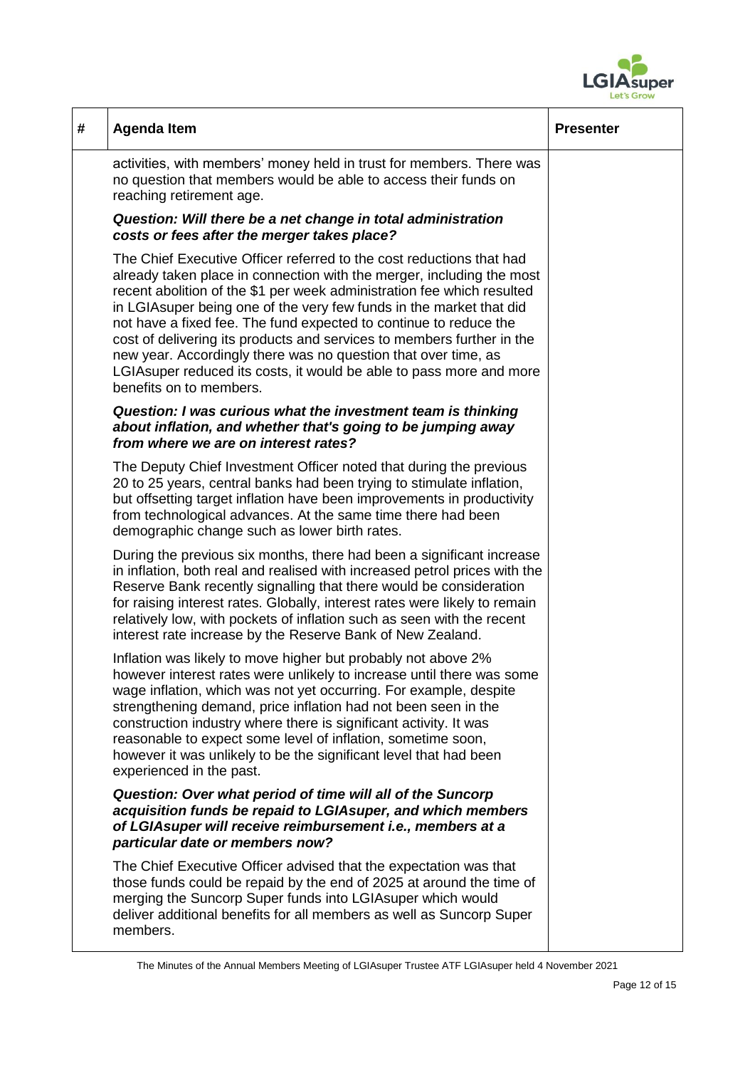| # | Agenda Item | Presenter |
|---|---|---|
| | activities, with members' money held in trust for members. There was no question that members would be able to access their funds on reaching retirement age.<br><br>***Question: Will there be a net change in total administration costs or fees after the merger takes place?***<br><br>The Chief Executive Officer referred to the cost reductions that had already taken place in connection with the merger, including the most recent abolition of the $1 per week administration fee which resulted in LGIAsuper being one of the very few funds in the market that did not have a fixed fee. The fund expected to continue to reduce the cost of delivering its products and services to members further in the new year. Accordingly there was no question that over time, as LGIAsuper reduced its costs, it would be able to pass more and more benefits on to members.<br><br>***Question: I was curious what the investment team is thinking about inflation, and whether that's going to be jumping away from where we are on interest rates?***<br><br>The Deputy Chief Investment Officer noted that during the previous 20 to 25 years, central banks had been trying to stimulate inflation, but offsetting target inflation have been improvements in productivity from technological advances. At the same time there had been demographic change such as lower birth rates.<br><br>During the previous six months, there had been a significant increase in inflation, both real and realised with increased petrol prices with the Reserve Bank recently signalling that there would be consideration for raising interest rates. Globally, interest rates were likely to remain relatively low, with pockets of inflation such as seen with the recent interest rate increase by the Reserve Bank of New Zealand.<br><br>Inflation was likely to move higher but probably not above 2% however interest rates were unlikely to increase until there was some wage inflation, which was not yet occurring. For example, despite strengthening demand, price inflation had not been seen in the construction industry where there is significant activity. It was reasonable to expect some level of inflation, sometime soon, however it was unlikely to be the significant level that had been experienced in the past.<br><br>***Question: Over what period of time will all of the Suncorp acquisition funds be repaid to LGIAsuper, and which members of LGIAsuper will receive reimbursement i.e., members at a particular date or members now?***<br><br>The Chief Executive Officer advised that the expectation was that those funds could be repaid by the end of 2025 at around the time of merging the Suncorp Super funds into LGIAsuper which would deliver additional benefits for all members as well as Suncorp Super members. | |

The Minutes of the Annual Members Meeting of LGIAsuper Trustee ATF LGIAsuper held 4 November 2021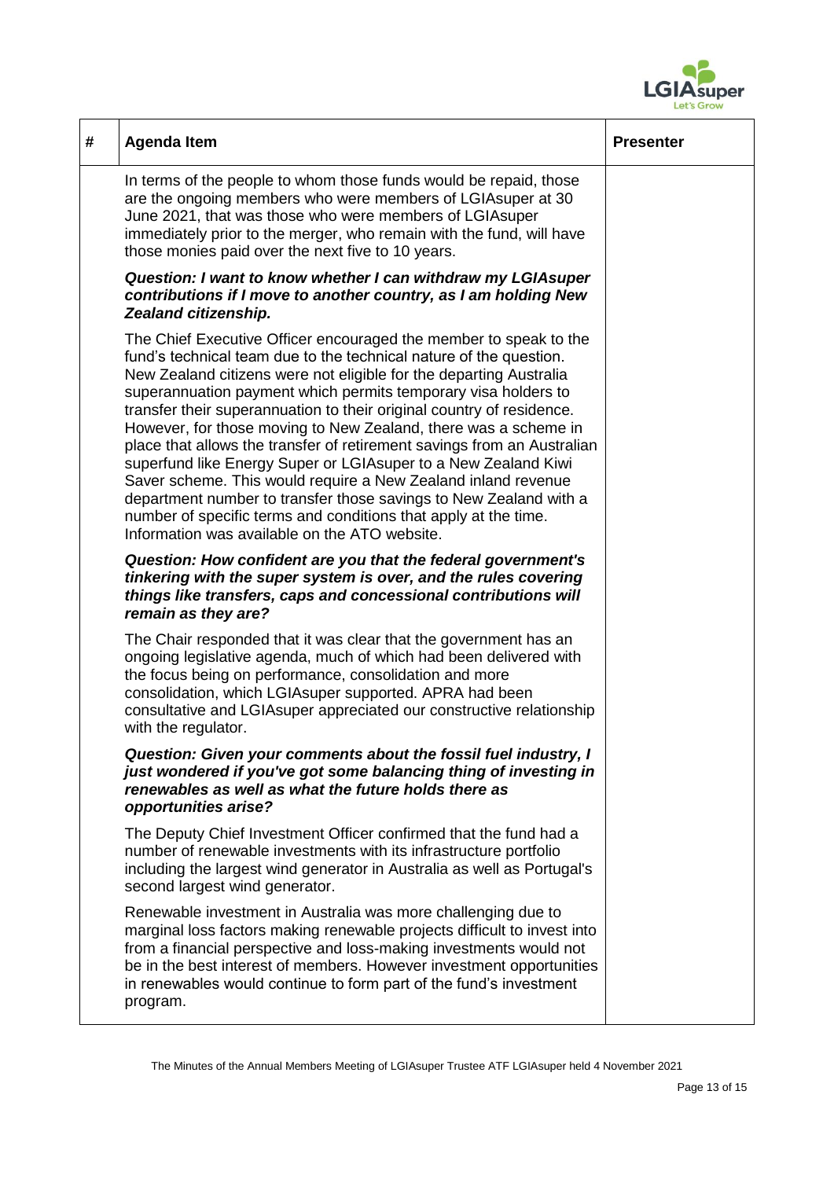| # | Agenda Item | Presenter |
|---|---|---|
| | In terms of the people to whom those funds would be repaid, those are the ongoing members who were members of LGIAsuper at 30 June 2021, that was those who were members of LGIAsuper immediately prior to the merger, who remain with the fund, will have those monies paid over the next five to 10 years.<br><br>***Question: I want to know whether I can withdraw my LGIAsuper contributions if I move to another country, as I am holding New Zealand citizenship.***<br><br>The Chief Executive Officer encouraged the member to speak to the fund's technical team due to the technical nature of the question. New Zealand citizens were not eligible for the departing Australia superannuation payment which permits temporary visa holders to transfer their superannuation to their original country of residence. However, for those moving to New Zealand, there was a scheme in place that allows the transfer of retirement savings from an Australian superfund like Energy Super or LGIAsuper to a New Zealand Kiwi Saver scheme. This would require a New Zealand inland revenue department number to transfer those savings to New Zealand with a number of specific terms and conditions that apply at the time. Information was available on the ATO website.<br><br>***Question: How confident are you that the federal government's tinkering with the super system is over, and the rules covering things like transfers, caps and concessional contributions will remain as they are?***<br><br>The Chair responded that it was clear that the government has an ongoing legislative agenda, much of which had been delivered with the focus being on performance, consolidation and more consolidation, which LGIAsuper supported. APRA had been consultative and LGIAsuper appreciated our constructive relationship with the regulator.<br><br>***Question: Given your comments about the fossil fuel industry, I just wondered if you've got some balancing thing of investing in renewables as well as what the future holds there as opportunities arise?***<br><br>The Deputy Chief Investment Officer confirmed that the fund had a number of renewable investments with its infrastructure portfolio including the largest wind generator in Australia as well as Portugal's second largest wind generator.<br><br>Renewable investment in Australia was more challenging due to marginal loss factors making renewable projects difficult to invest into from a financial perspective and loss-making investments would not be in the best interest of members. However investment opportunities in renewables would continue to form part of the fund's investment program. | |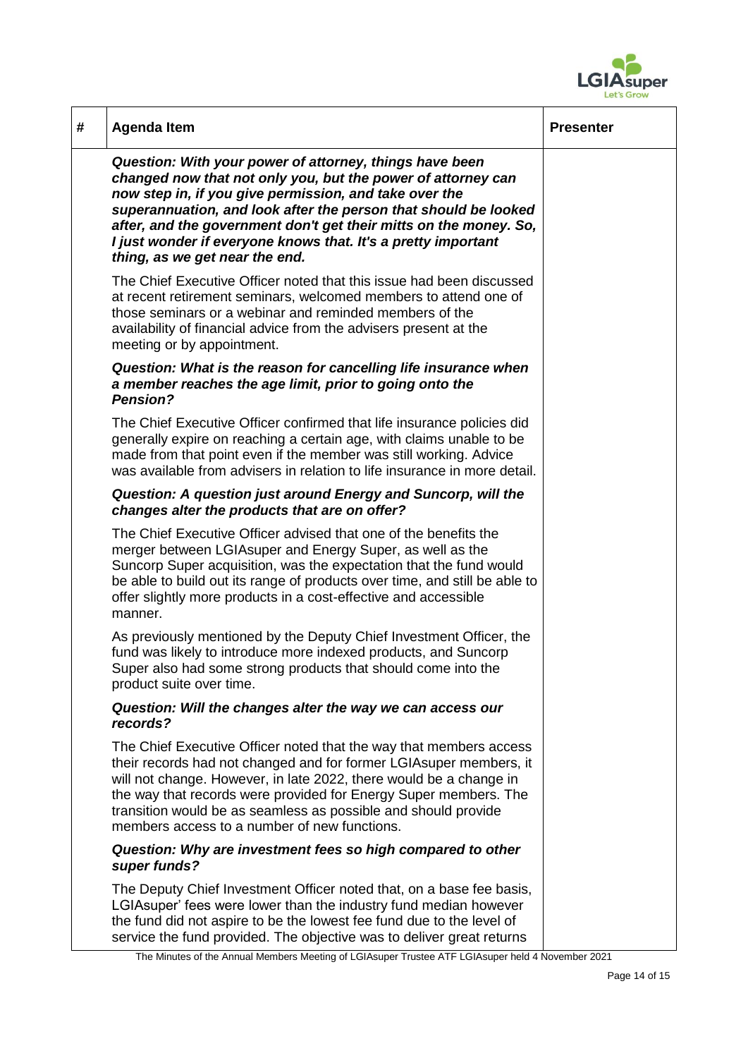| # | Agenda Item | Presenter |
|---|---|---|
| | ***Question: With your power of attorney, things have been changed now that not only you, but the power of attorney can now step in, if you give permission, and take over the superannuation, and look after the person that should be looked after, and the government don't get their mitts on the money. So, I just wonder if everyone knows that. It's a pretty important thing, as we get near the end.*** | |
| | The Chief Executive Officer noted that this issue had been discussed at recent retirement seminars, welcomed members to attend one of those seminars or a webinar and reminded members of the availability of financial advice from the advisers present at the meeting or by appointment. | |
| | ***Question: What is the reason for cancelling life insurance when a member reaches the age limit, prior to going onto the Pension?*** | |
| | The Chief Executive Officer confirmed that life insurance policies did generally expire on reaching a certain age, with claims unable to be made from that point even if the member was still working. Advice was available from advisers in relation to life insurance in more detail. | |
| | ***Question: A question just around Energy and Suncorp, will the changes alter the products that are on offer?*** | |
| | The Chief Executive Officer advised that one of the benefits the merger between LGIAsuper and Energy Super, as well as the Suncorp Super acquisition, was the expectation that the fund would be able to build out its range of products over time, and still be able to offer slightly more products in a cost-effective and accessible manner. | |
| | As previously mentioned by the Deputy Chief Investment Officer, the fund was likely to introduce more indexed products, and Suncorp Super also had some strong products that should come into the product suite over time. | |
| | ***Question: Will the changes alter the way we can access our records?*** | |
| | The Chief Executive Officer noted that the way that members access their records had not changed and for former LGIAsuper members, it will not change. However, in late 2022, there would be a change in the way that records were provided for Energy Super members. The transition would be as seamless as possible and should provide members access to a number of new functions. | |
| | ***Question: Why are investment fees so high compared to other super funds?*** | |
| | The Deputy Chief Investment Officer noted that, on a base fee basis, LGIAsuper' fees were lower than the industry fund median however the fund did not aspire to be the lowest fee fund due to the level of service the fund provided. The objective was to deliver great returns | |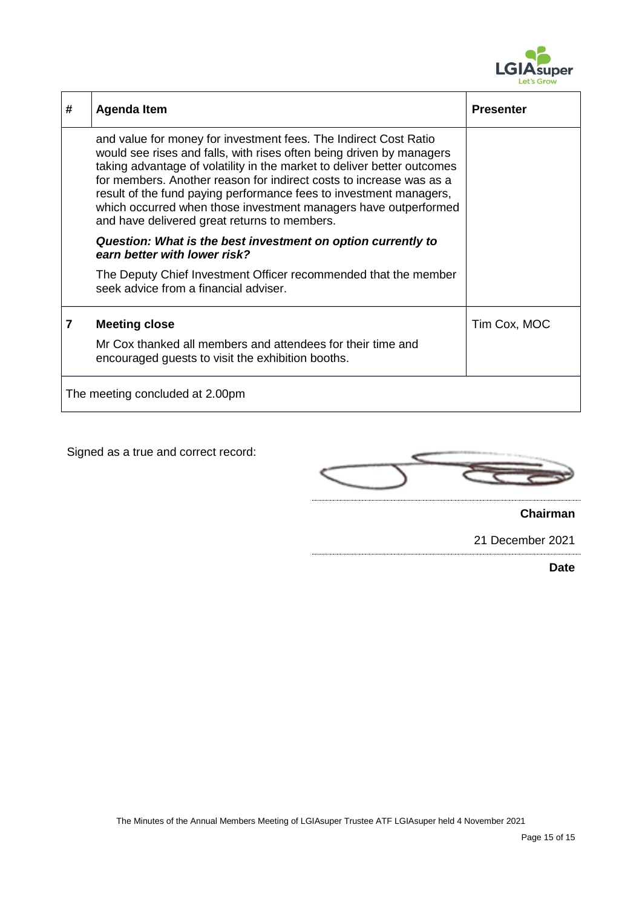| # | Agenda Item | Presenter |
|---|---|---|
| | and value for money for investment fees. The Indirect Cost Ratio would see rises and falls, with rises often being driven by managers taking advantage of volatility in the market to deliver better outcomes for members. Another reason for indirect costs to increase was as a result of the fund paying performance fees to investment managers, which occurred when those investment managers have outperformed and have delivered great returns to members.<br><br>***Question: What is the best investment on option currently to earn better with lower risk?***<br><br>The Deputy Chief Investment Officer recommended that the member seek advice from a financial adviser. | |
| **7** | **Meeting close**<br><br>Mr Cox thanked all members and attendees for their time and encouraged guests to visit the exhibition booths. | Tim Cox, MOC |
| The meeting concluded at 2.00pm | | |

Signed as a true and correct record:

**Chairman**

21 December 2021

**Date**